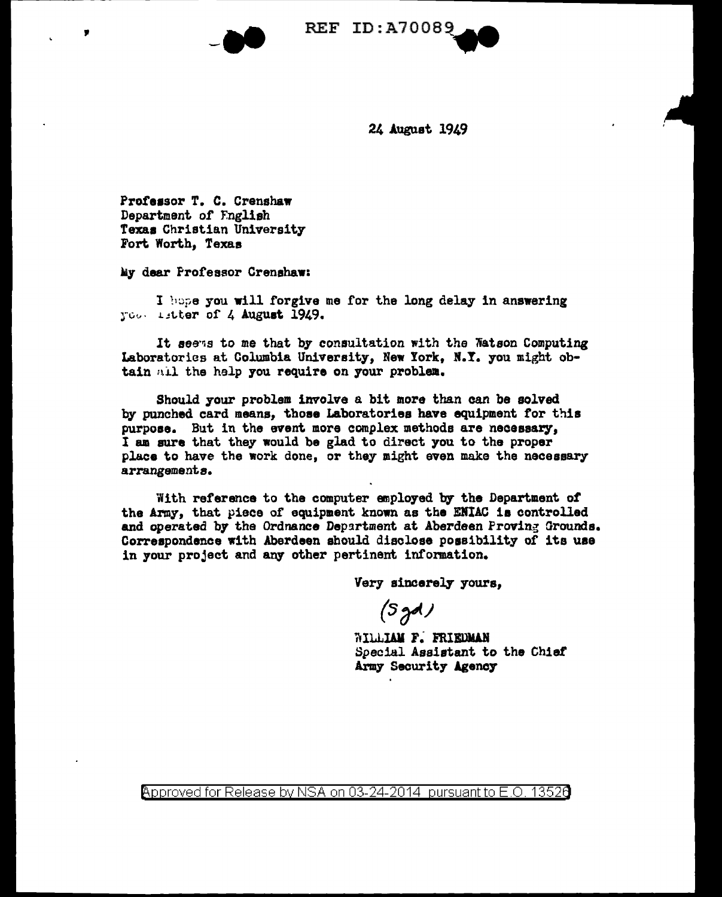REF ID:A70089

24 August 1949

Professor T. C. Crenshaw
Department of English
Texas Christian University
Fort Worth, Texas

My dear Professor Crenshaw:

I hope you will forgive me for the long delay in answering your letter of 4 August 1949.

It seems to me that by consultation with the Watson Computing Laboratories at Columbia University, New York, N.Y. you might obtain all the help you require on your problem.

Should your problem involve a bit more than can be solved by punched card means, those Laboratories have equipment for this purpose. But in the event more complex methods are necessary, I am sure that they would be glad to direct you to the proper place to have the work done, or they might even make the necessary arrangements.

With reference to the computer employed by the Department of the Army, that piece of equipment known as the ENIAC is controlled and operated by the Ordnance Department at Aberdeen Proving Grounds. Correspondence with Aberdeen should disclose possibility of its use in your project and any other pertinent information.

Very sincerely yours,

(Sgd)

WILLIAM F. FRIEDMAN
Special Assistant to the Chief
Army Security Agency

Approved for Release by NSA on 03-24-2014 pursuant to E.O. 13526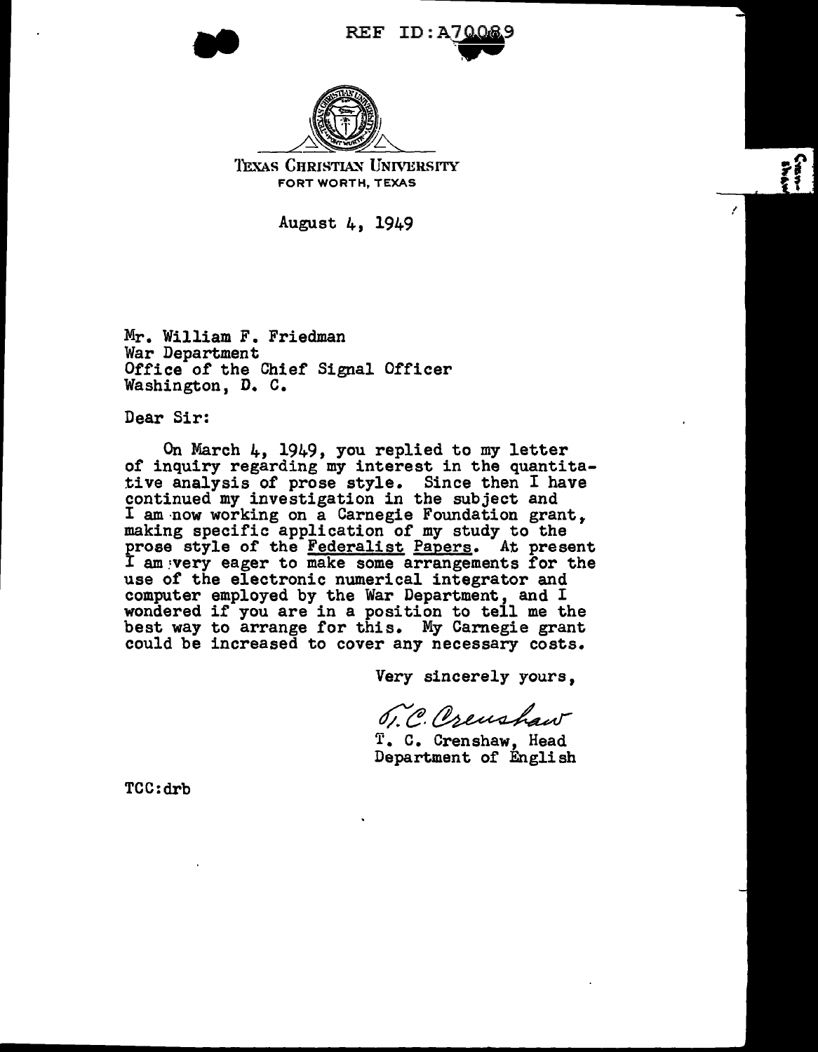REF ID:A70089

TEXAS CHRISTIAN UNIVERSITY
FORT WORTH, TEXAS

August 4, 1949

Mr. William F. Friedman
War Department
Office of the Chief Signal Officer
Washington, D. C.

Dear Sir:

On March 4, 1949, you replied to my letter of inquiry regarding my interest in the quantitative analysis of prose style. Since then I have continued my investigation in the subject and I am now working on a Carnegie Foundation grant, making specific application of my study to the prose style of the Federalist Papers. At present I am very eager to make some arrangements for the use of the electronic numerical integrator and computer employed by the War Department, and I wondered if you are in a position to tell me the best way to arrange for this. My Carnegie grant could be increased to cover any necessary costs.

Very sincerely yours,

T. C. Crenshaw

T. C. Crenshaw, Head
Department of English

TCC:drb